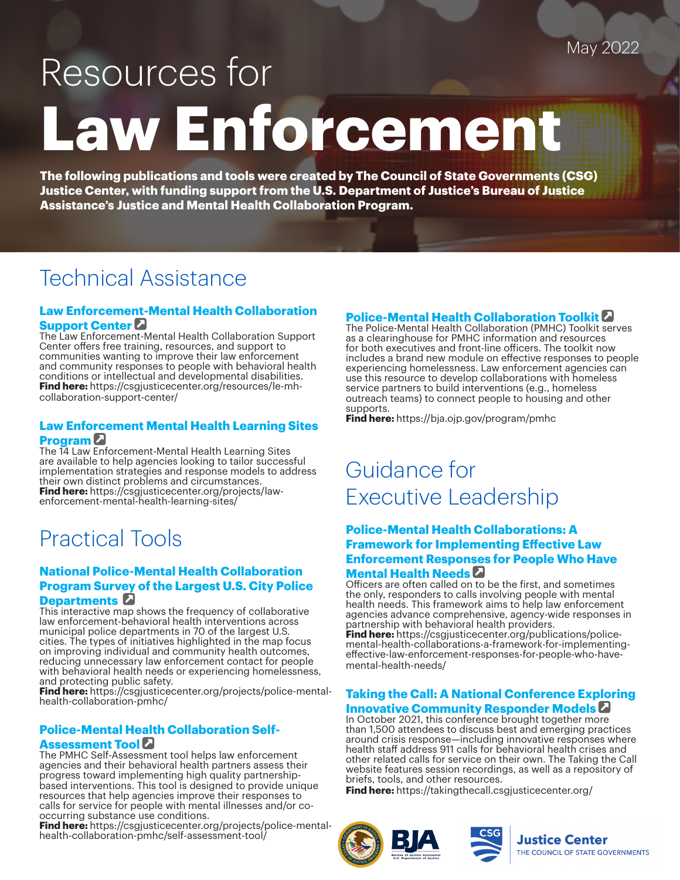May 2022

# Resources for Law Enforcement

**The following publications and tools were created by The Council of State Governments (CSG) Justice Center, with funding support from the U.S. Department of Justice's Bureau of Justice Assistance's Justice and Mental Health Collaboration Program.**

## Technical Assistance

### Law Enforcement-Mental Health Collaboration Support Center

The Law Enforcement-Mental Health Collaboration Support Center offers free training, resources, and support to communities wanting to improve their law enforcement and community responses to people with behavioral health conditions or intellectual and developmental disabilities.
**Find here:** https://csgjusticecenter.org/resources/le-mh-collaboration-support-center/

### Law Enforcement Mental Health Learning Sites Program

The 14 Law Enforcement-Mental Health Learning Sites are available to help agencies looking to tailor successful implementation strategies and response models to address their own distinct problems and circumstances.
**Find here:** https://csgjusticecenter.org/projects/law-enforcement-mental-health-learning-sites/

### Police-Mental Health Collaboration Toolkit

The Police-Mental Health Collaboration (PMHC) Toolkit serves as a clearinghouse for PMHC information and resources for both executives and front-line officers. The toolkit now includes a brand new module on effective responses to people experiencing homelessness. Law enforcement agencies can use this resource to develop collaborations with homeless service partners to build interventions (e.g., homeless outreach teams) to connect people to housing and other supports.
**Find here:** https://bja.ojp.gov/program/pmhc

## Practical Tools

### National Police-Mental Health Collaboration Program Survey of the Largest U.S. City Police Departments

This interactive map shows the frequency of collaborative law enforcement-behavioral health interventions across municipal police departments in 70 of the largest U.S. cities. The types of initiatives highlighted in the map focus on improving individual and community health outcomes, reducing unnecessary law enforcement contact for people with behavioral health needs or experiencing homelessness, and protecting public safety.
**Find here:** https://csgjusticecenter.org/projects/police-mental-health-collaboration-pmhc/

### Police-Mental Health Collaboration Self-Assessment Tool

The PMHC Self-Assessment tool helps law enforcement agencies and their behavioral health partners assess their progress toward implementing high quality partnership-based interventions. This tool is designed to provide unique resources that help agencies improve their responses to calls for service for people with mental illnesses and/or co-occurring substance use conditions.
**Find here:** https://csgjusticecenter.org/projects/police-mental-health-collaboration-pmhc/self-assessment-tool/

## Guidance for Executive Leadership

### Police-Mental Health Collaborations: A Framework for Implementing Effective Law Enforcement Responses for People Who Have Mental Health Needs

Officers are often called on to be the first, and sometimes the only, responders to calls involving people with mental health needs. This framework aims to help law enforcement agencies advance comprehensive, agency-wide responses in partnership with behavioral health providers.
**Find here:** https://csgjusticecenter.org/publications/police-mental-health-collaborations-a-framework-for-implementing-effective-law-enforcement-responses-for-people-who-have-mental-health-needs/

### Taking the Call: A National Conference Exploring Innovative Community Responder Models

In October 2021, this conference brought together more than 1,500 attendees to discuss best and emerging practices around crisis response—including innovative responses where health staff address 911 calls for behavioral health crises and other related calls for service on their own. The Taking the Call website features session recordings, as well as a repository of briefs, tools, and other resources.
**Find here:** https://takingthecall.csgjusticecenter.org/

BJA Bureau of Justice Assistance U.S. Department of Justice

CSG Justice Center THE COUNCIL OF STATE GOVERNMENTS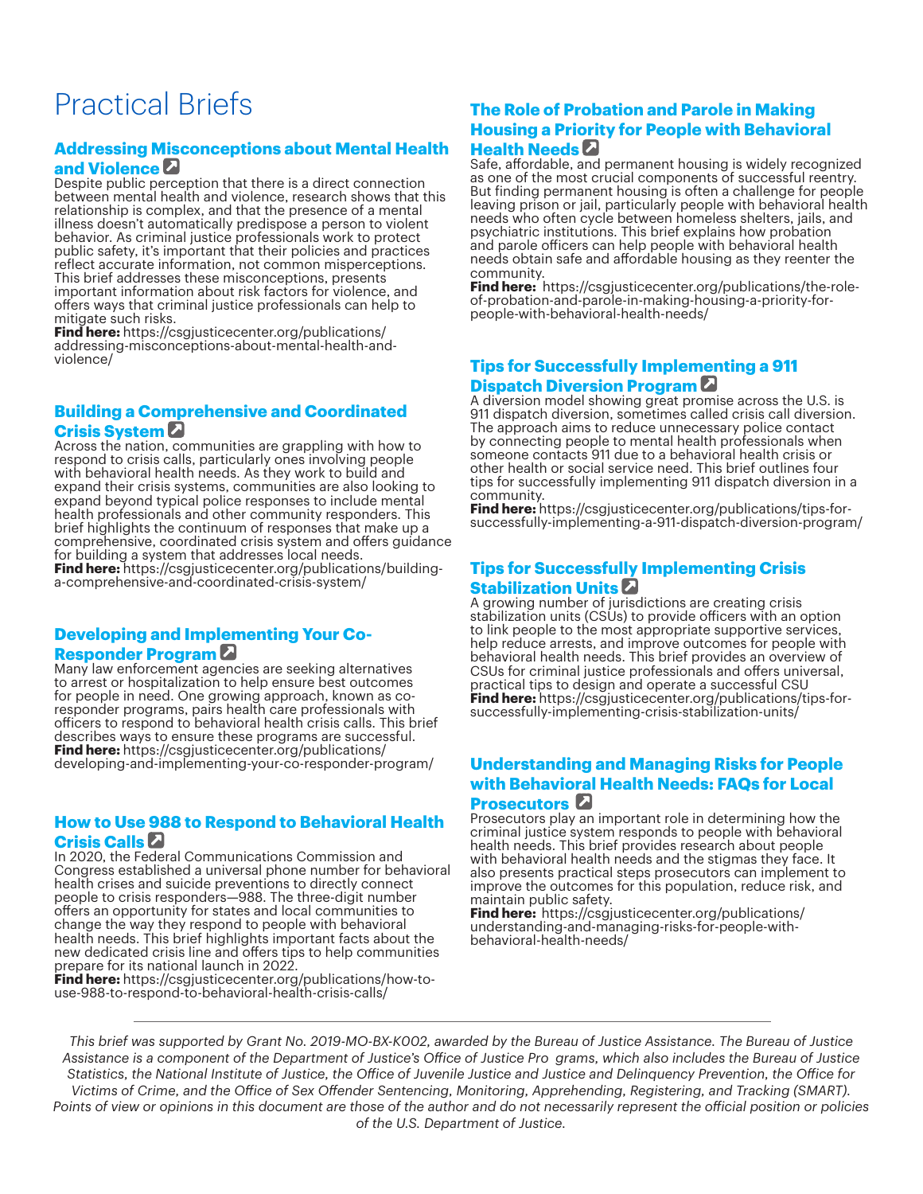# Practical Briefs

### Addressing Misconceptions about Mental Health and Violence

Despite public perception that there is a direct connection between mental health and violence, research shows that this relationship is complex, and that the presence of a mental illness doesn't automatically predispose a person to violent behavior. As criminal justice professionals work to protect public safety, it's important that their policies and practices reflect accurate information, not common misperceptions. This brief addresses these misconceptions, presents important information about risk factors for violence, and offers ways that criminal justice professionals can help to mitigate such risks.

**Find here:** https://csgjusticecenter.org/publications/addressing-misconceptions-about-mental-health-and-violence/

### Building a Comprehensive and Coordinated Crisis System

Across the nation, communities are grappling with how to respond to crisis calls, particularly ones involving people with behavioral health needs. As they work to build and expand their crisis systems, communities are also looking to expand beyond typical police responses to include mental health professionals and other community responders. This brief highlights the continuum of responses that make up a comprehensive, coordinated crisis system and offers guidance for building a system that addresses local needs.

**Find here:** https://csgjusticecenter.org/publications/building-a-comprehensive-and-coordinated-crisis-system/

### Developing and Implementing Your Co-Responder Program

Many law enforcement agencies are seeking alternatives to arrest or hospitalization to help ensure best outcomes for people in need. One growing approach, known as co-responder programs, pairs health care professionals with officers to respond to behavioral health crisis calls. This brief describes ways to ensure these programs are successful.

**Find here:** https://csgjusticecenter.org/publications/developing-and-implementing-your-co-responder-program/

### How to Use 988 to Respond to Behavioral Health Crisis Calls

In 2020, the Federal Communications Commission and Congress established a universal phone number for behavioral health crises and suicide preventions to directly connect people to crisis responders—988. The three-digit number offers an opportunity for states and local communities to change the way they respond to people with behavioral health needs. This brief highlights important facts about the new dedicated crisis line and offers tips to help communities prepare for its national launch in 2022.

**Find here:** https://csgjusticecenter.org/publications/how-to-use-988-to-respond-to-behavioral-health-crisis-calls/

### The Role of Probation and Parole in Making Housing a Priority for People with Behavioral Health Needs

Safe, affordable, and permanent housing is widely recognized as one of the most crucial components of successful reentry. But finding permanent housing is often a challenge for people leaving prison or jail, particularly people with behavioral health needs who often cycle between homeless shelters, jails, and psychiatric institutions. This brief explains how probation and parole officers can help people with behavioral health needs obtain safe and affordable housing as they reenter the community.

**Find here:** https://csgjusticecenter.org/publications/the-role-of-probation-and-parole-in-making-housing-a-priority-for-people-with-behavioral-health-needs/

### Tips for Successfully Implementing a 911 Dispatch Diversion Program

A diversion model showing great promise across the U.S. is 911 dispatch diversion, sometimes called crisis call diversion. The approach aims to reduce unnecessary police contact by connecting people to mental health professionals when someone contacts 911 due to a behavioral health crisis or other health or social service need. This brief outlines four tips for successfully implementing 911 dispatch diversion in a community.

**Find here:** https://csgjusticecenter.org/publications/tips-for-successfully-implementing-a-911-dispatch-diversion-program/

### Tips for Successfully Implementing Crisis Stabilization Units

A growing number of jurisdictions are creating crisis stabilization units (CSUs) to provide officers with an option to link people to the most appropriate supportive services, help reduce arrests, and improve outcomes for people with behavioral health needs. This brief provides an overview of CSUs for criminal justice professionals and offers universal, practical tips to design and operate a successful CSU

**Find here:** https://csgjusticecenter.org/publications/tips-for-successfully-implementing-crisis-stabilization-units/

### Understanding and Managing Risks for People with Behavioral Health Needs: FAQs for Local Prosecutors

Prosecutors play an important role in determining how the criminal justice system responds to people with behavioral health needs. This brief provides research about people with behavioral health needs and the stigmas they face. It also presents practical steps prosecutors can implement to improve the outcomes for this population, reduce risk, and maintain public safety.

**Find here:** https://csgjusticecenter.org/publications/understanding-and-managing-risks-for-people-with-behavioral-health-needs/

---

*This brief was supported by Grant No. 2019-MO-BX-K002, awarded by the Bureau of Justice Assistance. The Bureau of Justice Assistance is a component of the Department of Justice's Office of Justice Pro grams, which also includes the Bureau of Justice Statistics, the National Institute of Justice, the Office of Juvenile Justice and Justice and Delinquency Prevention, the Office for Victims of Crime, and the Office of Sex Offender Sentencing, Monitoring, Apprehending, Registering, and Tracking (SMART). Points of view or opinions in this document are those of the author and do not necessarily represent the official position or policies of the U.S. Department of Justice.*